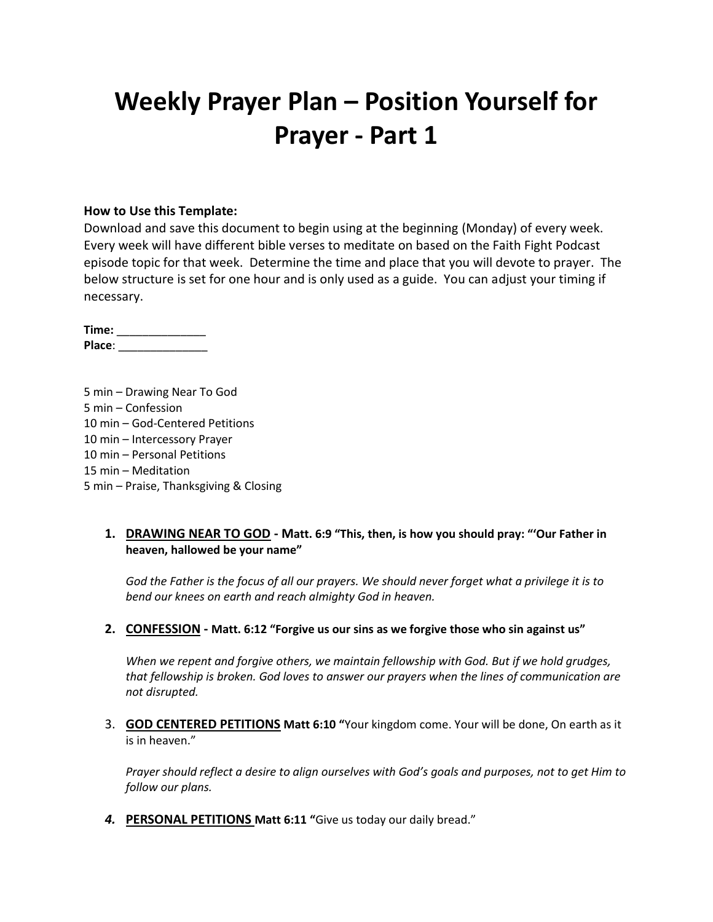# Weekly Prayer Plan – Position Yourself for Prayer - Part 1

**How to Use this Template:**
Download and save this document to begin using at the beginning (Monday) of every week. Every week will have different bible verses to meditate on based on the Faith Fight Podcast episode topic for that week. Determine the time and place that you will devote to prayer. The below structure is set for one hour and is only used as a guide. You can adjust your timing if necessary.

**Time:** ______________
**Place**: ______________

5 min – Drawing Near To God
5 min – Confession
10 min – God-Centered Petitions
10 min – Intercessory Prayer
10 min – Personal Petitions
15 min – Meditation
5 min – Praise, Thanksgiving & Closing

1. **DRAWING NEAR TO GOD - Matt. 6:9 "This, then, is how you should pray: "'Our Father in heaven, hallowed be your name"**

   *God the Father is the focus of all our prayers. We should never forget what a privilege it is to bend our knees on earth and reach almighty God in heaven.*

2. **CONFESSION - Matt. 6:12 "Forgive us our sins as we forgive those who sin against us"**

   *When we repent and forgive others, we maintain fellowship with God. But if we hold grudges, that fellowship is broken. God loves to answer our prayers when the lines of communication are not disrupted.*

3. **GOD CENTERED PETITIONS Matt 6:10 "**Your kingdom come. Your will be done, On earth as it is in heaven."

   *Prayer should reflect a desire to align ourselves with God's goals and purposes, not to get Him to follow our plans.*

4. **PERSONAL PETITIONS Matt 6:11 "**Give us today our daily bread."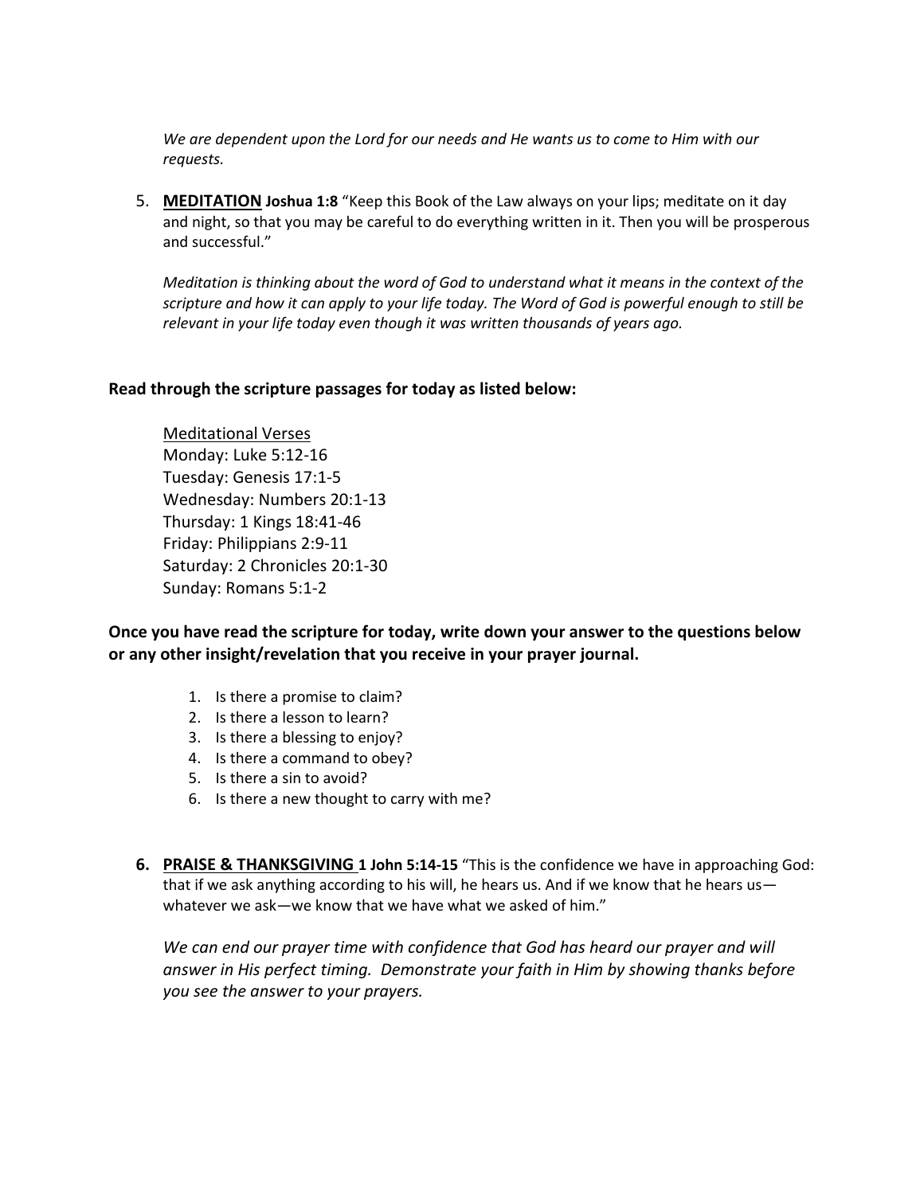*We are dependent upon the Lord for our needs and He wants us to come to Him with our requests.*

5. **MEDITATION** **Joshua 1:8** "Keep this Book of the Law always on your lips; meditate on it day and night, so that you may be careful to do everything written in it. Then you will be prosperous and successful."

   *Meditation is thinking about the word of God to understand what it means in the context of the scripture and how it can apply to your life today. The Word of God is powerful enough to still be relevant in your life today even though it was written thousands of years ago.*

**Read through the scripture passages for today as listed below:**

Meditational Verses
Monday: Luke 5:12-16
Tuesday: Genesis 17:1-5
Wednesday: Numbers 20:1-13
Thursday: 1 Kings 18:41-46
Friday: Philippians 2:9-11
Saturday: 2 Chronicles 20:1-30
Sunday: Romans 5:1-2

**Once you have read the scripture for today, write down your answer to the questions below or any other insight/revelation that you receive in your prayer journal.**

1. Is there a promise to claim?
2. Is there a lesson to learn?
3. Is there a blessing to enjoy?
4. Is there a command to obey?
5. Is there a sin to avoid?
6. Is there a new thought to carry with me?

6. **PRAISE & THANKSGIVING** **1 John 5:14-15** "This is the confidence we have in approaching God: that if we ask anything according to his will, he hears us. And if we know that he hears us—whatever we ask—we know that we have what we asked of him."

   *We can end our prayer time with confidence that God has heard our prayer and will answer in His perfect timing. Demonstrate your faith in Him by showing thanks before you see the answer to your prayers.*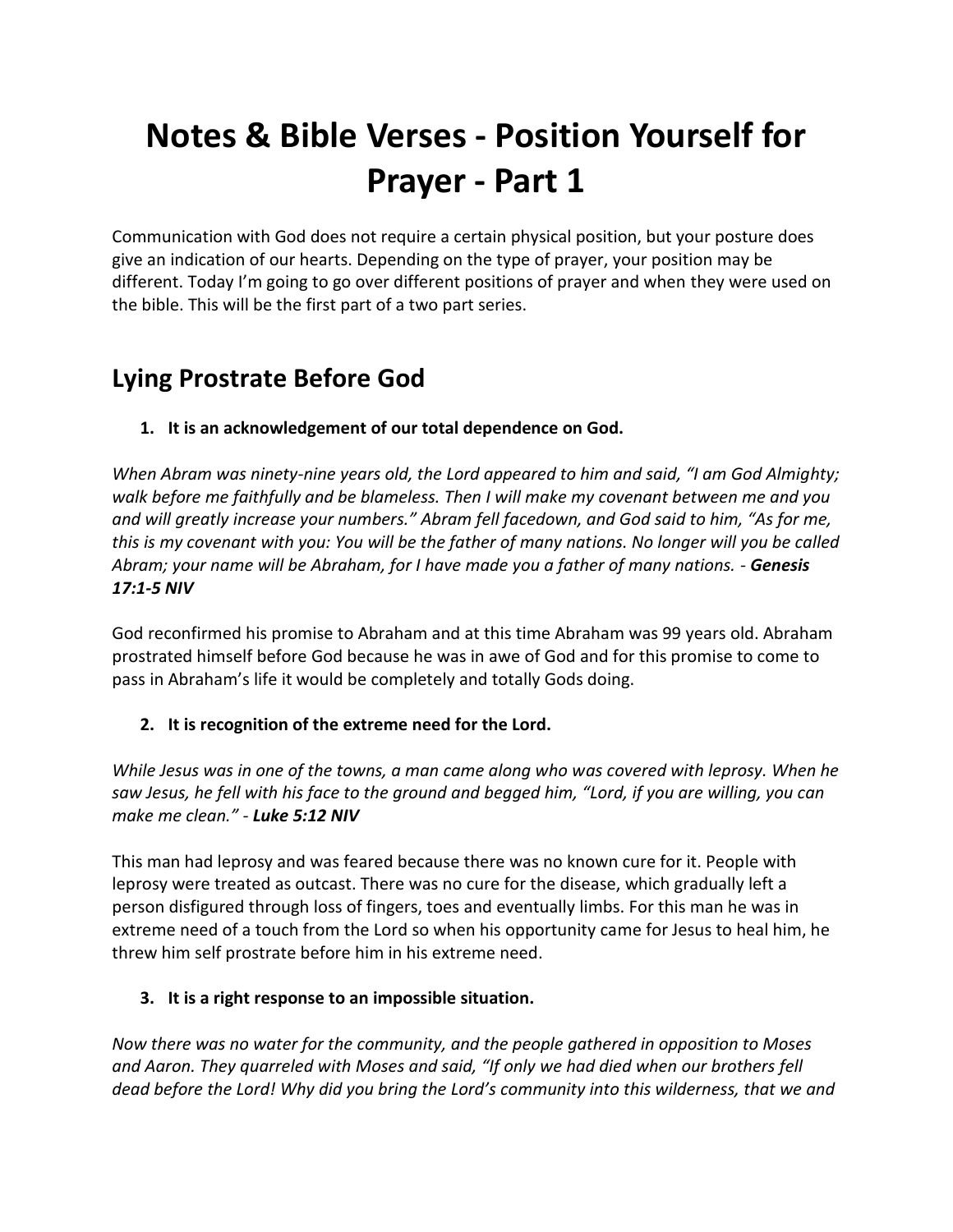# Notes & Bible Verses - Position Yourself for Prayer - Part 1

Communication with God does not require a certain physical position, but your posture does give an indication of our hearts. Depending on the type of prayer, your position may be different. Today I'm going to go over different positions of prayer and when they were used on the bible. This will be the first part of a two part series.

## Lying Prostrate Before God

1. **It is an acknowledgement of our total dependence on God.**

*When Abram was ninety-nine years old, the Lord appeared to him and said, "I am God Almighty; walk before me faithfully and be blameless. Then I will make my covenant between me and you and will greatly increase your numbers." Abram fell facedown, and God said to him, "As for me, this is my covenant with you: You will be the father of many nations. No longer will you be called Abram; your name will be Abraham, for I have made you a father of many nations.* - ***Genesis 17:1-5 NIV***

God reconfirmed his promise to Abraham and at this time Abraham was 99 years old. Abraham prostrated himself before God because he was in awe of God and for this promise to come to pass in Abraham's life it would be completely and totally Gods doing.

2. **It is recognition of the extreme need for the Lord.**

*While Jesus was in one of the towns, a man came along who was covered with leprosy. When he saw Jesus, he fell with his face to the ground and begged him, "Lord, if you are willing, you can make me clean."* - ***Luke 5:12 NIV***

This man had leprosy and was feared because there was no known cure for it. People with leprosy were treated as outcast. There was no cure for the disease, which gradually left a person disfigured through loss of fingers, toes and eventually limbs. For this man he was in extreme need of a touch from the Lord so when his opportunity came for Jesus to heal him, he threw him self prostrate before him in his extreme need.

3. **It is a right response to an impossible situation.**

*Now there was no water for the community, and the people gathered in opposition to Moses and Aaron. They quarreled with Moses and said, "If only we had died when our brothers fell dead before the Lord! Why did you bring the Lord's community into this wilderness, that we and*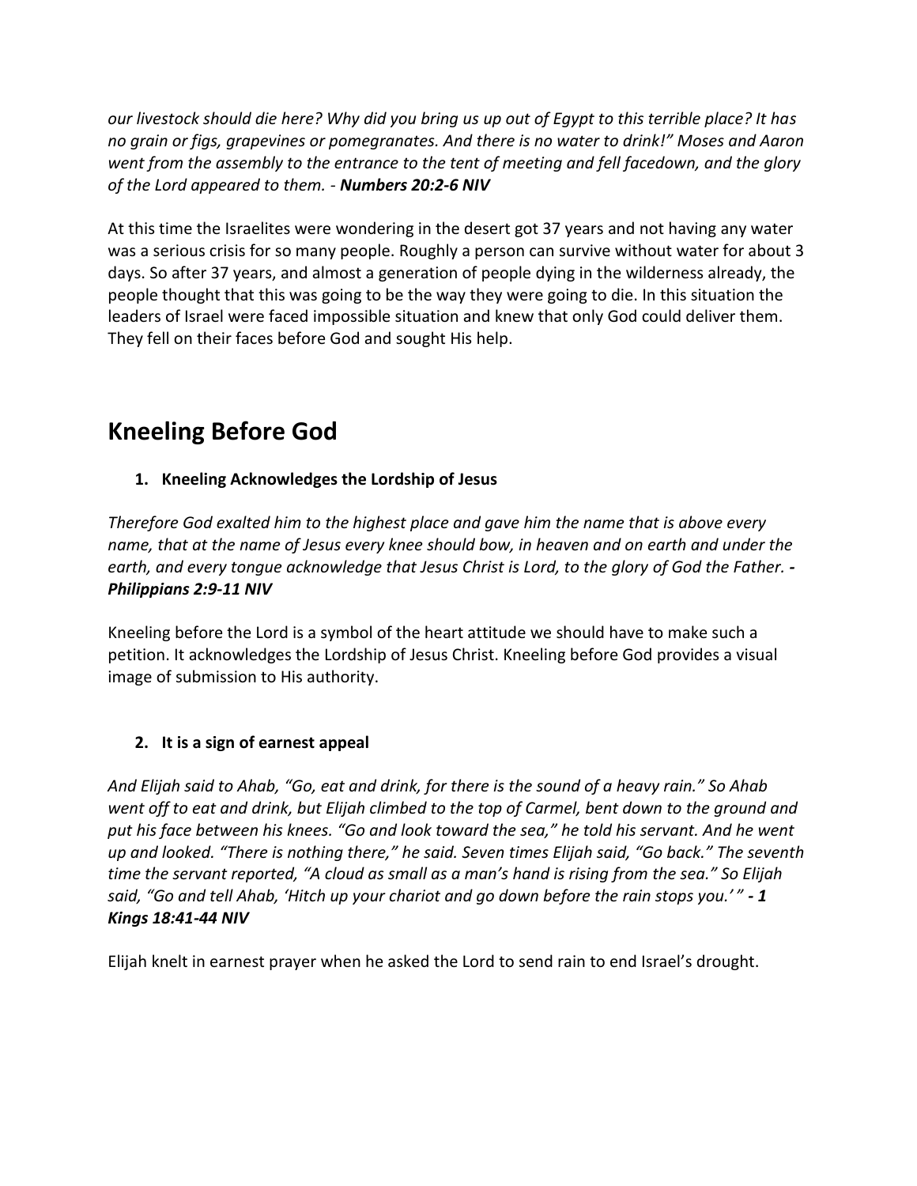*our livestock should die here? Why did you bring us up out of Egypt to this terrible place? It has no grain or figs, grapevines or pomegranates. And there is no water to drink!" Moses and Aaron went from the assembly to the entrance to the tent of meeting and fell facedown, and the glory of the Lord appeared to them.* - ***Numbers 20:2-6 NIV***

At this time the Israelites were wondering in the desert got 37 years and not having any water was a serious crisis for so many people. Roughly a person can survive without water for about 3 days. So after 37 years, and almost a generation of people dying in the wilderness already, the people thought that this was going to be the way they were going to die. In this situation the leaders of Israel were faced impossible situation and knew that only God could deliver them. They fell on their faces before God and sought His help.

## Kneeling Before God

1. **Kneeling Acknowledges the Lordship of Jesus**

*Therefore God exalted him to the highest place and gave him the name that is above every name, that at the name of Jesus every knee should bow, in heaven and on earth and under the earth, and every tongue acknowledge that Jesus Christ is Lord, to the glory of God the Father.* ***- Philippians 2:9-11 NIV***

Kneeling before the Lord is a symbol of the heart attitude we should have to make such a petition. It acknowledges the Lordship of Jesus Christ. Kneeling before God provides a visual image of submission to His authority.

2. **It is a sign of earnest appeal**

*And Elijah said to Ahab, "Go, eat and drink, for there is the sound of a heavy rain." So Ahab went off to eat and drink, but Elijah climbed to the top of Carmel, bent down to the ground and put his face between his knees. "Go and look toward the sea," he told his servant. And he went up and looked. "There is nothing there," he said. Seven times Elijah said, "Go back." The seventh time the servant reported, "A cloud as small as a man's hand is rising from the sea." So Elijah said, "Go and tell Ahab, 'Hitch up your chariot and go down before the rain stops you.' "* ***- 1 Kings 18:41-44 NIV***

Elijah knelt in earnest prayer when he asked the Lord to send rain to end Israel's drought.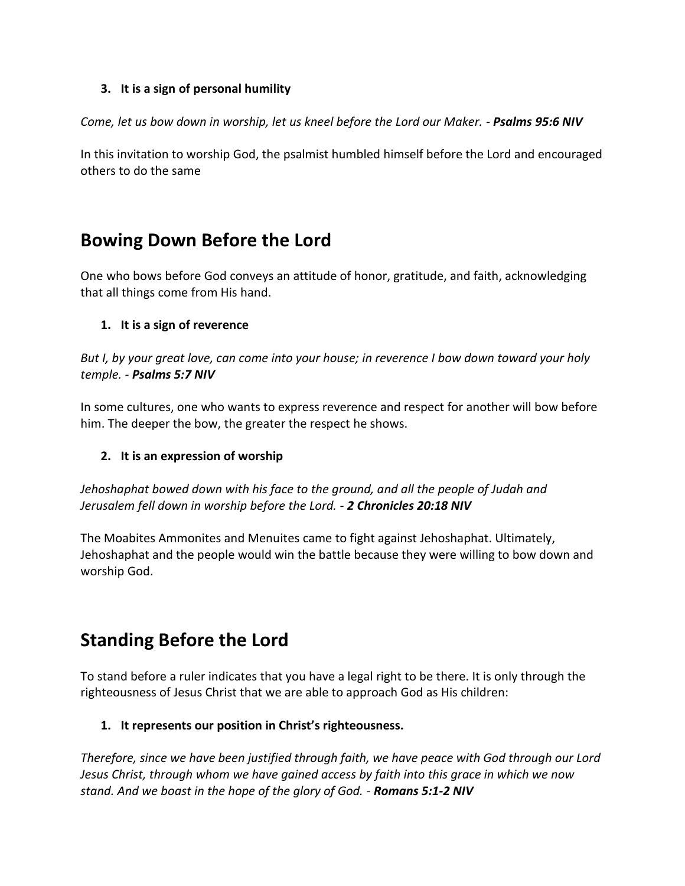3. **It is a sign of personal humility**

*Come, let us bow down in worship, let us kneel before the Lord our Maker. -* ***Psalms 95:6 NIV***

In this invitation to worship God, the psalmist humbled himself before the Lord and encouraged others to do the same

## Bowing Down Before the Lord

One who bows before God conveys an attitude of honor, gratitude, and faith, acknowledging that all things come from His hand.

1. **It is a sign of reverence**

*But I, by your great love, can come into your house; in reverence I bow down toward your holy temple. -* ***Psalms 5:7 NIV***

In some cultures, one who wants to express reverence and respect for another will bow before him. The deeper the bow, the greater the respect he shows.

2. **It is an expression of worship**

*Jehoshaphat bowed down with his face to the ground, and all the people of Judah and Jerusalem fell down in worship before the Lord. -* ***2 Chronicles 20:18 NIV***

The Moabites Ammonites and Menuites came to fight against Jehoshaphat. Ultimately, Jehoshaphat and the people would win the battle because they were willing to bow down and worship God.

## Standing Before the Lord

To stand before a ruler indicates that you have a legal right to be there. It is only through the righteousness of Jesus Christ that we are able to approach God as His children:

1. **It represents our position in Christ's righteousness.**

*Therefore, since we have been justified through faith, we have peace with God through our Lord Jesus Christ, through whom we have gained access by faith into this grace in which we now stand. And we boast in the hope of the glory of God. -* ***Romans 5:1-2 NIV***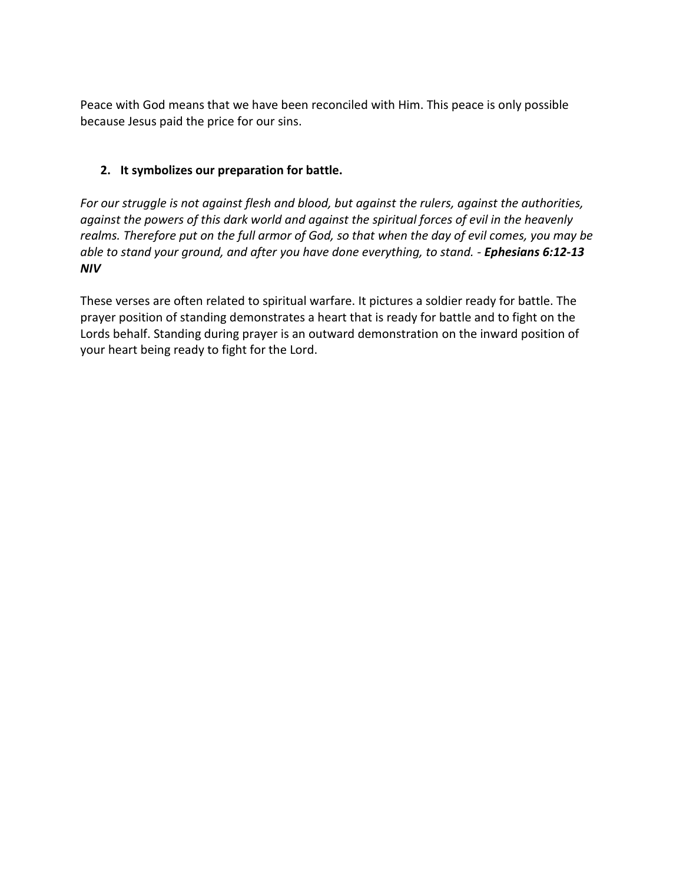Peace with God means that we have been reconciled with Him. This peace is only possible because Jesus paid the price for our sins.

2. **It symbolizes our preparation for battle.**

*For our struggle is not against flesh and blood, but against the rulers, against the authorities, against the powers of this dark world and against the spiritual forces of evil in the heavenly realms. Therefore put on the full armor of God, so that when the day of evil comes, you may be able to stand your ground, and after you have done everything, to stand. -* ***Ephesians 6:12-13 NIV***

These verses are often related to spiritual warfare. It pictures a soldier ready for battle. The prayer position of standing demonstrates a heart that is ready for battle and to fight on the Lords behalf. Standing during prayer is an outward demonstration on the inward position of your heart being ready to fight for the Lord.